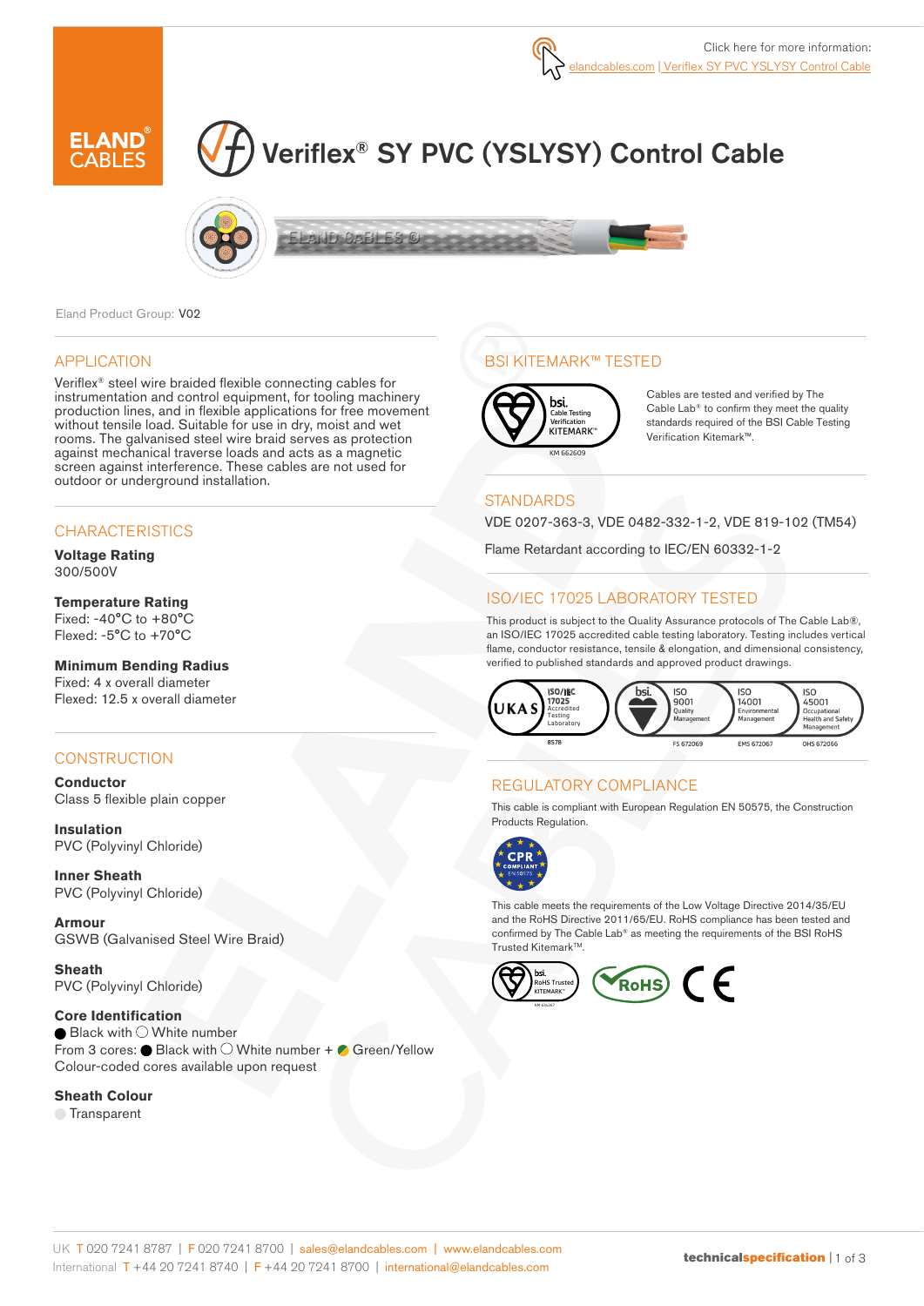Click here for more information: elandcables.com | Veriflex SY PVC YSLYSY Control Cable

# Veriflex® SY PVC (YSLYSY) Control Cable

Eland Product Group: **V02**

## APPLICATION

Veriflex® steel wire braided flexible connecting cables for instrumentation and control equipment, for tooling machinery production lines, and in flexible applications for free movement without tensile load. Suitable for use in dry, moist and wet rooms. The galvanised steel wire braid serves as protection against mechanical traverse loads and acts as a magnetic screen against interference. These cables are not used for outdoor or underground installation.

## CHARACTERISTICS

**Voltage Rating**
300/500V

**Temperature Rating**
Fixed: -40°C to +80°C
Flexed: -5°C to +70°C

**Minimum Bending Radius**
Fixed: 4 x overall diameter
Flexed: 12.5 x overall diameter

## CONSTRUCTION

**Conductor**
Class 5 flexible plain copper

**Insulation**
PVC (Polyvinyl Chloride)

**Inner Sheath**
PVC (Polyvinyl Chloride)

**Armour**
GSWB (Galvanised Steel Wire Braid)

**Sheath**
PVC (Polyvinyl Chloride)

**Core Identification**
Black with White number
From 3 cores: Black with White number + Green/Yellow
Colour-coded cores available upon request

**Sheath Colour**
Transparent

## BSI KITEMARK™ TESTED

bsi. Cable Testing Verification KITEMARK™ KM 662609

Cables are tested and verified by The Cable Lab® to confirm they meet the quality standards required of the BSI Cable Testing Verification Kitemark™.

## STANDARDS

VDE 0207-363-3, VDE 0482-332-1-2, VDE 819-102 (TM54)

Flame Retardant according to IEC/EN 60332-1-2

## ISO/IEC 17025 LABORATORY TESTED

This product is subject to the Quality Assurance protocols of The Cable Lab®, an ISO/IEC 17025 accredited cable testing laboratory. Testing includes vertical flame, conductor resistance, tensile & elongation, and dimensional consistency, verified to published standards and approved product drawings.

UKAS ISO/IEC 17025 Accredited Testing Laboratory 8578 | bsi. ISO 9001 Quality Management FS 672069 | ISO 14001 Environmental Management EMS 672067 | ISO 45001 Occupational Health and Safety Management OHS 672066

## REGULATORY COMPLIANCE

This cable is compliant with European Regulation EN 50575, the Construction Products Regulation.

CPR COMPLIANT EN 50575

This cable meets the requirements of the Low Voltage Directive 2014/35/EU and the RoHS Directive 2011/65/EU. RoHS compliance has been tested and confirmed by The Cable Lab® as meeting the requirements of the BSI RoHS Trusted Kitemark™.

bsi. RoHS Trusted KITEMARK™ | RoHS | CE

UK T 020 7241 8787 | F 020 7241 8700 | sales@elandcables.com | www.elandcables.com
International T +44 20 7241 8740 | F +44 20 7241 8700 | international@elandcables.com

**technicalspecification**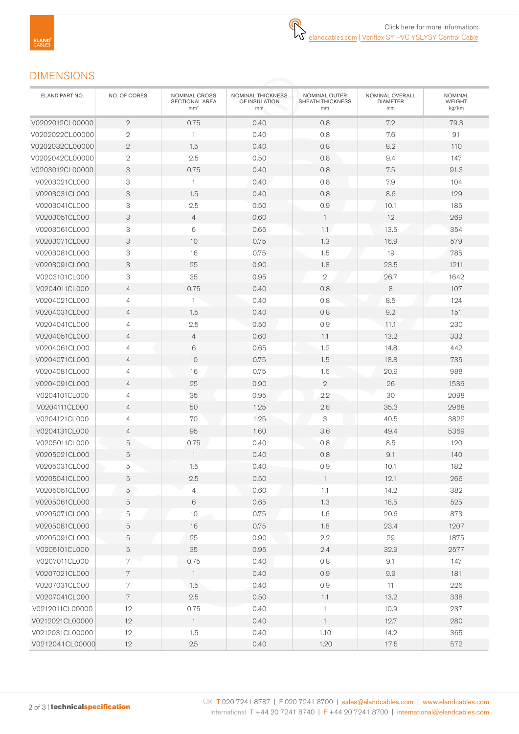Click here for more information:
elandcables.com | Veriflex SY PVC YSLYSY Control Cable

## DIMENSIONS

| ELAND PART NO. | NO. OF CORES | NOMINAL CROSS SECTIONAL AREA $mm^2$ | NOMINAL THICKNESS OF INSULATION mm | NOMINAL OUTER SHEATH THICKNESS mm | NOMINAL OVERALL DIAMETER mm | NOMINAL WEIGHT kg/km |
|---|---|---|---|---|---|---|
| V0202012CL00000 | 2 | 0.75 | 0.40 | 0.8 | 7.2 | 79.3 |
| V0202022CL00000 | 2 | 1 | 0.40 | 0.8 | 7.6 | 91 |
| V0202032CL00000 | 2 | 1.5 | 0.40 | 0.8 | 8.2 | 110 |
| V0202042CL00000 | 2 | 2.5 | 0.50 | 0.8 | 9.4 | 147 |
| V0203012CL00000 | 3 | 0.75 | 0.40 | 0.8 | 7.5 | 91.3 |
| V0203021CL000 | 3 | 1 | 0.40 | 0.8 | 7.9 | 104 |
| V0203031CL000 | 3 | 1.5 | 0.40 | 0.8 | 8.6 | 129 |
| V0203041CL000 | 3 | 2.5 | 0.50 | 0.9 | 10.1 | 185 |
| V0203051CL000 | 3 | 4 | 0.60 | 1 | 12 | 269 |
| V0203061CL000 | 3 | 6 | 0.65 | 1.1 | 13.5 | 354 |
| V0203071CL000 | 3 | 10 | 0.75 | 1.3 | 16.9 | 579 |
| V0203081CL000 | 3 | 16 | 0.75 | 1.5 | 19 | 785 |
| V0203091CL000 | 3 | 25 | 0.90 | 1.8 | 23.5 | 1211 |
| V0203101CL000 | 3 | 35 | 0.95 | 2 | 26.7 | 1642 |
| V0204011CL000 | 4 | 0.75 | 0.40 | 0.8 | 8 | 107 |
| V0204021CL000 | 4 | 1 | 0.40 | 0.8 | 8.5 | 124 |
| V0204031CL000 | 4 | 1.5 | 0.40 | 0.8 | 9.2 | 151 |
| V0204041CL000 | 4 | 2.5 | 0.50 | 0.9 | 11.1 | 230 |
| V0204051CL000 | 4 | 4 | 0.60 | 1.1 | 13.2 | 332 |
| V0204061CL000 | 4 | 6 | 0.65 | 1.2 | 14.8 | 442 |
| V0204071CL000 | 4 | 10 | 0.75 | 1.5 | 18.8 | 735 |
| V0204081CL000 | 4 | 16 | 0.75 | 1.6 | 20.9 | 988 |
| V0204091CL000 | 4 | 25 | 0.90 | 2 | 26 | 1536 |
| V0204101CL000 | 4 | 35 | 0.95 | 2.2 | 30 | 2098 |
| V0204111CL000 | 4 | 50 | 1.25 | 2.6 | 35.3 | 2968 |
| V0204121CL000 | 4 | 70 | 1.25 | 3 | 40.5 | 3822 |
| V0204131CL000 | 4 | 95 | 1.60 | 3.6 | 49.4 | 5369 |
| V0205011CL000 | 5 | 0.75 | 0.40 | 0.8 | 8.5 | 120 |
| V0205021CL000 | 5 | 1 | 0.40 | 0.8 | 9.1 | 140 |
| V0205031CL000 | 5 | 1.5 | 0.40 | 0.9 | 10.1 | 182 |
| V0205041CL000 | 5 | 2.5 | 0.50 | 1 | 12.1 | 266 |
| V0205051CL000 | 5 | 4 | 0.60 | 1.1 | 14.2 | 382 |
| V0205061CL000 | 5 | 6 | 0.65 | 1.3 | 16.5 | 525 |
| V0205071CL000 | 5 | 10 | 0.75 | 1.6 | 20.6 | 873 |
| V0205081CL000 | 5 | 16 | 0.75 | 1.8 | 23.4 | 1207 |
| V0205091CL000 | 5 | 25 | 0.90 | 2.2 | 29 | 1875 |
| V0205101CL000 | 5 | 35 | 0.95 | 2.4 | 32.9 | 2577 |
| V0207011CL000 | 7 | 0.75 | 0.40 | 0.8 | 9.1 | 147 |
| V0207021CL000 | 7 | 1 | 0.40 | 0.9 | 9.9 | 181 |
| V0207031CL000 | 7 | 1.5 | 0.40 | 0.9 | 11 | 226 |
| V0207041CL000 | 7 | 2.5 | 0.50 | 1.1 | 13.2 | 338 |
| V0212011CL00000 | 12 | 0.75 | 0.40 | 1 | 10.9 | 237 |
| V0212021CL00000 | 12 | 1 | 0.40 | 1 | 12.7 | 280 |
| V0212031CL00000 | 12 | 1.5 | 0.40 | 1.10 | 14.2 | 365 |
| V0212041CL00000 | 12 | 2.5 | 0.40 | 1.20 | 17.5 | 572 |

UK T 020 7241 8787 | F 020 7241 8700 | sales@elandcables.com | www.elandcables.com
International T +44 20 7241 8740 | F +44 20 7241 8700 | international@elandcables.com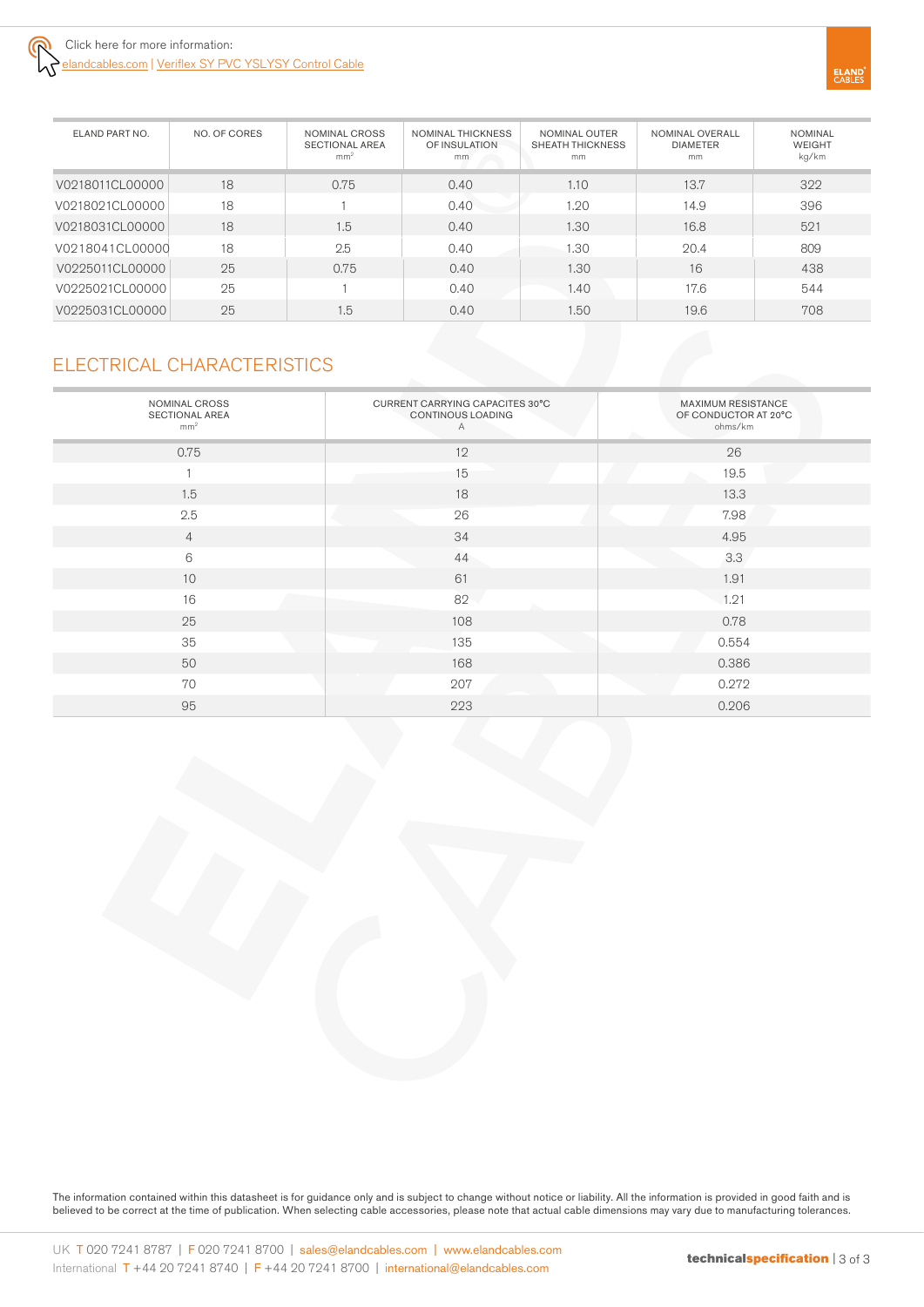Click here for more information:
elandcables.com | Veriflex SY PVC YSLYSY Control Cable

| ELAND PART NO. | NO. OF CORES | NOMINAL CROSS SECTIONAL AREA mm² | NOMINAL THICKNESS OF INSULATION mm | NOMINAL OUTER SHEATH THICKNESS mm | NOMINAL OVERALL DIAMETER mm | NOMINAL WEIGHT kg/km |
|---|---|---|---|---|---|---|
| V0218011CL00000 | 18 | 0.75 | 0.40 | 1.10 | 13.7 | 322 |
| V0218021CL00000 | 18 | 1 | 0.40 | 1.20 | 14.9 | 396 |
| V0218031CL00000 | 18 | 1.5 | 0.40 | 1.30 | 16.8 | 521 |
| V0218041CL00000 | 18 | 2.5 | 0.40 | 1.30 | 20.4 | 809 |
| V0225011CL00000 | 25 | 0.75 | 0.40 | 1.30 | 16 | 438 |
| V0225021CL00000 | 25 | 1 | 0.40 | 1.40 | 17.6 | 544 |
| V0225031CL00000 | 25 | 1.5 | 0.40 | 1.50 | 19.6 | 708 |

## ELECTRICAL CHARACTERISTICS

| NOMINAL CROSS SECTIONAL AREA mm² | CURRENT CARRYING CAPACITES 30°C CONTINOUS LOADING A | MAXIMUM RESISTANCE OF CONDUCTOR AT 20°C ohms/km |
|---|---|---|
| 0.75 | 12 | 26 |
| 1 | 15 | 19.5 |
| 1.5 | 18 | 13.3 |
| 2.5 | 26 | 7.98 |
| 4 | 34 | 4.95 |
| 6 | 44 | 3.3 |
| 10 | 61 | 1.91 |
| 16 | 82 | 1.21 |
| 25 | 108 | 0.78 |
| 35 | 135 | 0.554 |
| 50 | 168 | 0.386 |
| 70 | 207 | 0.272 |
| 95 | 223 | 0.206 |

The information contained within this datasheet is for guidance only and is subject to change without notice or liability. All the information is provided in good faith and is believed to be correct at the time of publication. When selecting cable accessories, please note that actual cable dimensions may vary due to manufacturing tolerances.

UK T 020 7241 8787 | F 020 7241 8700 | sales@elandcables.com | www.elandcables.com
International T +44 20 7241 8740 | F +44 20 7241 8700 | international@elandcables.com

**technicalspecification**